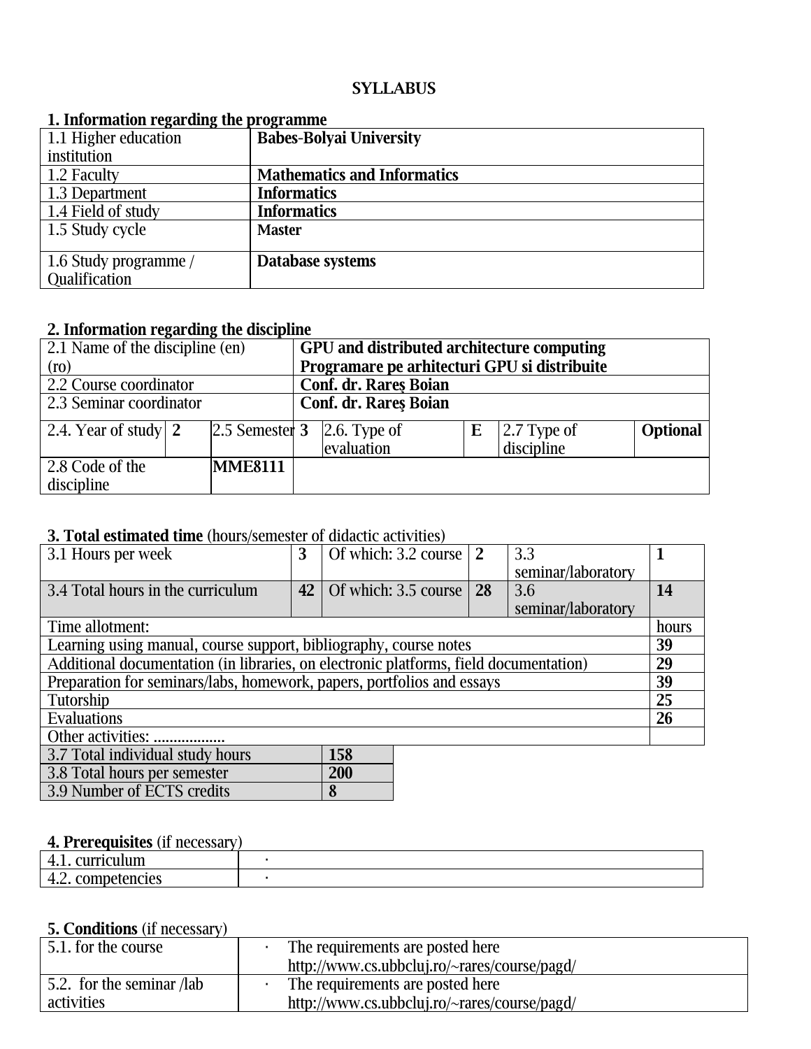**SYLLABUS**

## 1. Information regarding the programme

| | |
|---|---|
| 1.1 Higher education institution | **Babes-Bolyai University** |
| 1.2 Faculty | **Mathematics and Informatics** |
| 1.3 Department | **Informatics** |
| 1.4 Field of study | **Informatics** |
| 1.5 Study cycle | **Master** |
| 1.6 Study programme / Qualification | **Database systems** |

## 2. Information regarding the discipline

| | | | | | | | |
|---|---|---|---|---|---|---|---|
| 2.1 Name of the discipline (en) (ro) | | **GPU and distributed architecture computing Programare pe arhitecturi GPU si distribuite** | | | | | |
| 2.2 Course coordinator | | **Conf. dr. Rareș Boian** | | | | | |
| 2.3 Seminar coordinator | | **Conf. dr. Rareș Boian** | | | | | |
| 2.4. Year of study | **2** | 2.5 Semester | **3** | 2.6. Type of evaluation | **E** | 2.7 Type of discipline | **Optional** |
| 2.8 Code of the discipline | | **MME8111** | | | | | |

## 3. Total estimated time (hours/semester of didactic activities)

| | | | | | |
|---|---|---|---|---|---|
| 3.1 Hours per week | **3** | Of which: 3.2 course | **2** | 3.3 seminar/laboratory | **1** |
| 3.4 Total hours in the curriculum | **42** | Of which: 3.5 course | **28** | 3.6 seminar/laboratory | **14** |

| Time allotment: | hours |
|---|---|
| Learning using manual, course support, bibliography, course notes | **39** |
| Additional documentation (in libraries, on electronic platforms, field documentation) | **29** |
| Preparation for seminars/labs, homework, papers, portfolios and essays | **39** |
| Tutorship | **25** |
| Evaluations | **26** |
| Other activities: .................. | |

| | |
|---|---|
| 3.7 Total individual study hours | **158** |
| 3.8 Total hours per semester | **200** |
| 3.9 Number of ECTS credits | **8** |

## 4. Prerequisites (if necessary)

| | |
|---|---|
| 4.1. curriculum | · |
| 4.2. competencies | · |

## 5. Conditions (if necessary)

| | |
|---|---|
| 5.1. for the course | · The requirements are posted here http://www.cs.ubbcluj.ro/~rares/course/pagd/ |
| 5.2. for the seminar /lab activities | · The requirements are posted here http://www.cs.ubbcluj.ro/~rares/course/pagd/ |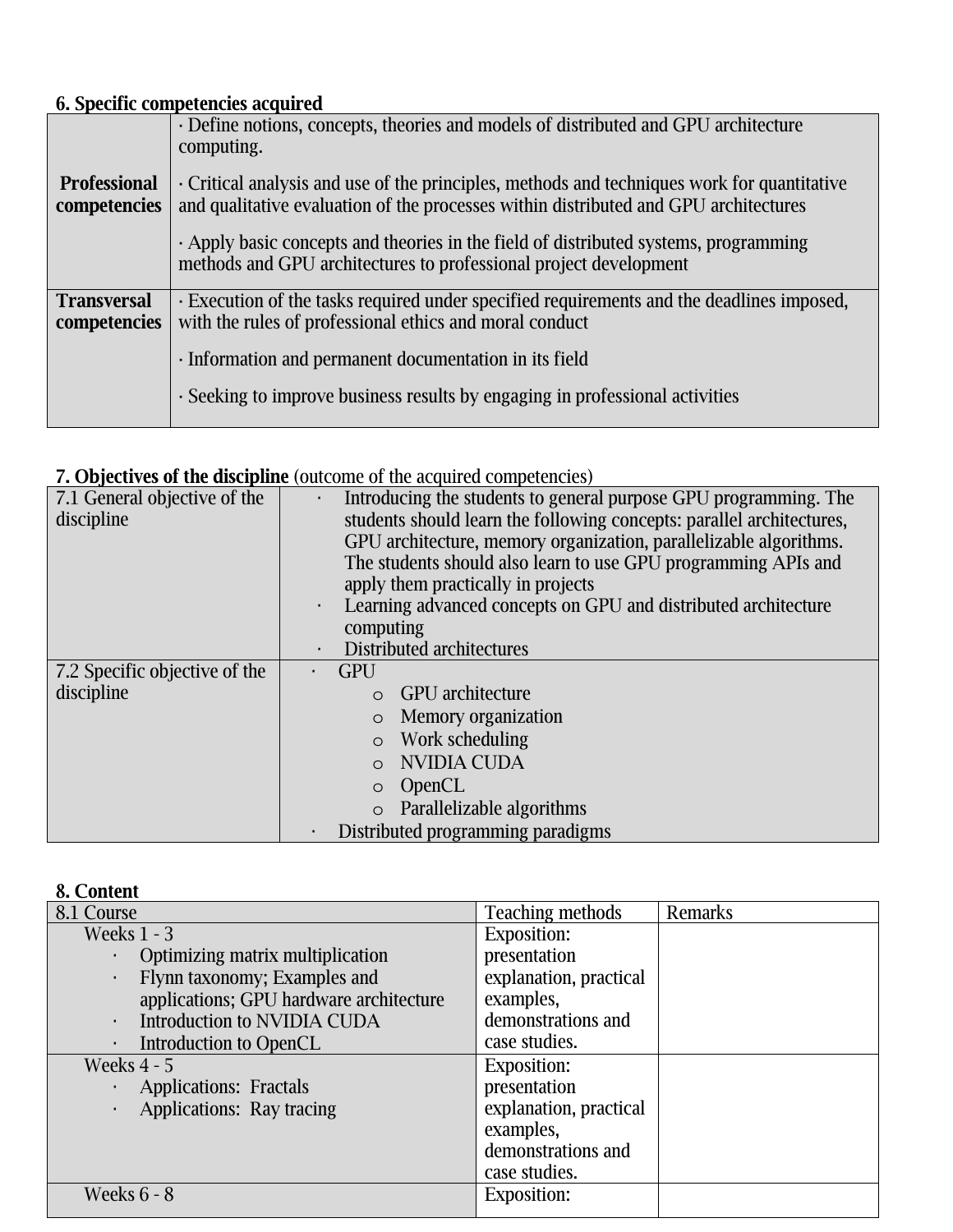### 6. Specific competencies acquired

| | |
|---|---|
| **Professional competencies** | · Define notions, concepts, theories and models of distributed and GPU architecture computing.<br><br>· Critical analysis and use of the principles, methods and techniques work for quantitative and qualitative evaluation of the processes within distributed and GPU architectures<br><br>· Apply basic concepts and theories in the field of distributed systems, programming methods and GPU architectures to professional project development |
| **Transversal competencies** | · Execution of the tasks required under specified requirements and the deadlines imposed, with the rules of professional ethics and moral conduct<br><br>· Information and permanent documentation in its field<br><br>· Seeking to improve business results by engaging in professional activities |

### 7. Objectives of the discipline (outcome of the acquired competencies)

| | |
|---|---|
| 7.1 General objective of the discipline | · Introducing the students to general purpose GPU programming. The students should learn the following concepts: parallel architectures, GPU architecture, memory organization, parallelizable algorithms. The students should also learn to use GPU programming APIs and apply them practically in projects<br>· Learning advanced concepts on GPU and distributed architecture computing<br>· Distributed architectures |
| 7.2 Specific objective of the discipline | · GPU<br>&nbsp;&nbsp;&nbsp;&nbsp;o GPU architecture<br>&nbsp;&nbsp;&nbsp;&nbsp;o Memory organization<br>&nbsp;&nbsp;&nbsp;&nbsp;o Work scheduling<br>&nbsp;&nbsp;&nbsp;&nbsp;o NVIDIA CUDA<br>&nbsp;&nbsp;&nbsp;&nbsp;o OpenCL<br>&nbsp;&nbsp;&nbsp;&nbsp;o Parallelizable algorithms<br>· Distributed programming paradigms |

### 8. Content

| 8.1 Course | Teaching methods | Remarks |
|---|---|---|
| Weeks 1 - 3<br>· Optimizing matrix multiplication<br>· Flynn taxonomy; Examples and applications; GPU hardware architecture<br>· Introduction to NVIDIA CUDA<br>· Introduction to OpenCL | Exposition: presentation explanation, practical examples, demonstrations and case studies. | |
| Weeks 4 - 5<br>· Applications: Fractals<br>· Applications: Ray tracing | Exposition: presentation explanation, practical examples, demonstrations and case studies. | |
| Weeks 6 - 8 | Exposition: | |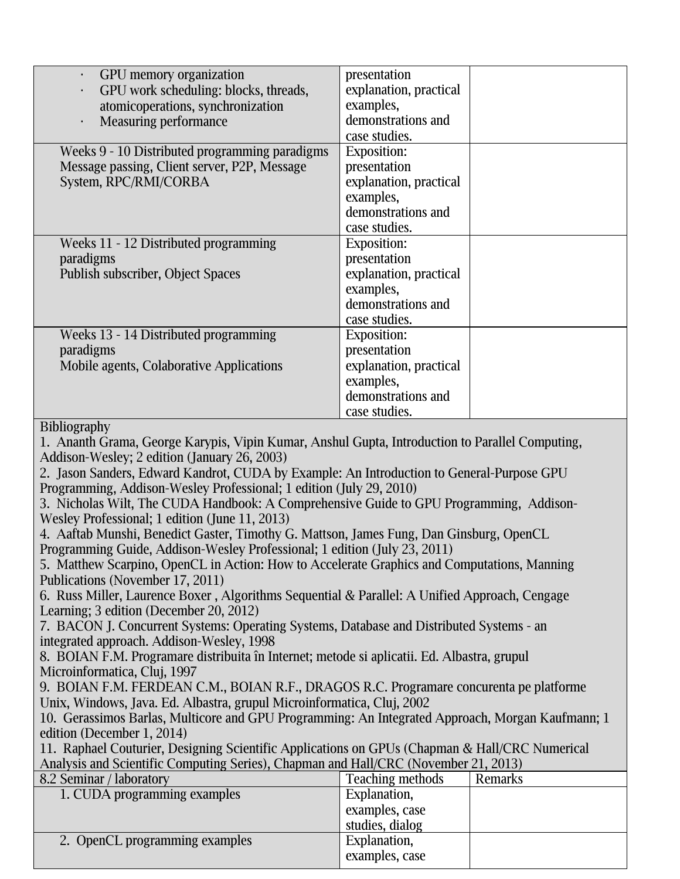| | | |
|---|---|---|
| · GPU memory organization<br>· GPU work scheduling: blocks, threads, atomicoperations, synchronization<br>· Measuring performance | presentation explanation, practical examples, demonstrations and case studies. | |
| Weeks 9 - 10 Distributed programming paradigms<br>Message passing, Client server, P2P, Message System, RPC/RMI/CORBA | Exposition: presentation explanation, practical examples, demonstrations and case studies. | |
| Weeks 11 - 12 Distributed programming paradigms<br>Publish subscriber, Object Spaces | Exposition: presentation explanation, practical examples, demonstrations and case studies. | |
| Weeks 13 - 14 Distributed programming paradigms<br>Mobile agents, Colaborative Applications | Exposition: presentation explanation, practical examples, demonstrations and case studies. | |

Bibliography

1. Ananth Grama, George Karypis, Vipin Kumar, Anshul Gupta, Introduction to Parallel Computing, Addison-Wesley; 2 edition (January 26, 2003)
2. Jason Sanders, Edward Kandrot, CUDA by Example: An Introduction to General-Purpose GPU Programming, Addison-Wesley Professional; 1 edition (July 29, 2010)
3. Nicholas Wilt, The CUDA Handbook: A Comprehensive Guide to GPU Programming, Addison-Wesley Professional; 1 edition (June 11, 2013)
4. Aaftab Munshi, Benedict Gaster, Timothy G. Mattson, James Fung, Dan Ginsburg, OpenCL Programming Guide, Addison-Wesley Professional; 1 edition (July 23, 2011)
5. Matthew Scarpino, OpenCL in Action: How to Accelerate Graphics and Computations, Manning Publications (November 17, 2011)
6. Russ Miller, Laurence Boxer , Algorithms Sequential & Parallel: A Unified Approach, Cengage Learning; 3 edition (December 20, 2012)
7. BACON J. Concurrent Systems: Operating Systems, Database and Distributed Systems - an integrated approach. Addison-Wesley, 1998
8. BOIAN F.M. Programare distribuita în Internet; metode si aplicatii. Ed. Albastra, grupul Microinformatica, Cluj, 1997
9. BOIAN F.M. FERDEAN C.M., BOIAN R.F., DRAGOS R.C. Programare concurenta pe platforme Unix, Windows, Java. Ed. Albastra, grupul Microinformatica, Cluj, 2002
10. Gerassimos Barlas, Multicore and GPU Programming: An Integrated Approach, Morgan Kaufmann; 1 edition (December 1, 2014)
11. Raphael Couturier, Designing Scientific Applications on GPUs (Chapman & Hall/CRC Numerical Analysis and Scientific Computing Series), Chapman and Hall/CRC (November 21, 2013)

| 8.2 Seminar / laboratory | Teaching methods | Remarks |
|---|---|---|
| 1. CUDA programming examples | Explanation, examples, case studies, dialog | |
| 2. OpenCL programming examples | Explanation, examples, case | |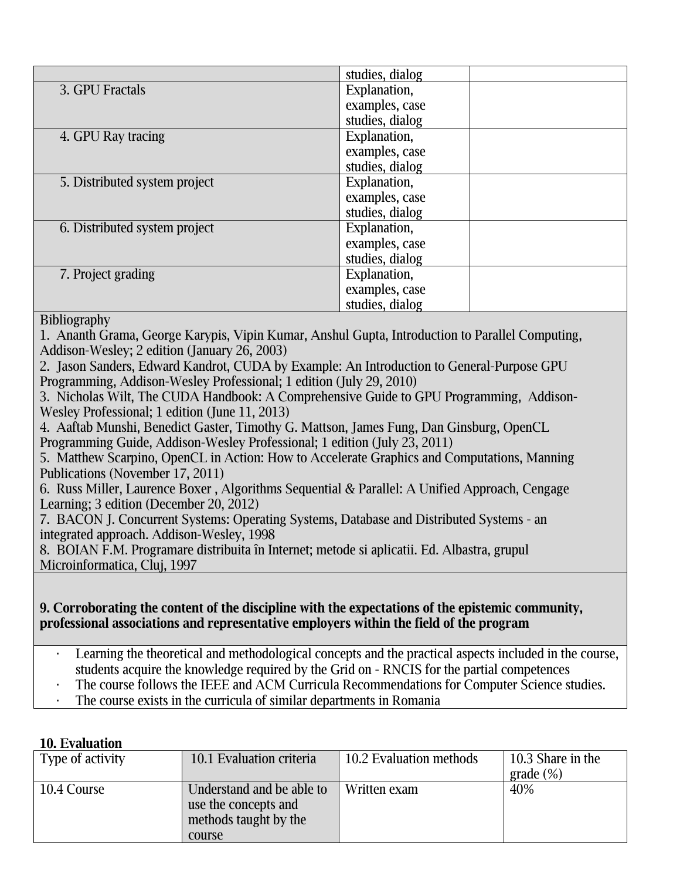| | | |
|---|---|---|
| | studies, dialog | |
| 3. GPU Fractals | Explanation, examples, case studies, dialog | |
| 4. GPU Ray tracing | Explanation, examples, case studies, dialog | |
| 5. Distributed system project | Explanation, examples, case studies, dialog | |
| 6. Distributed system project | Explanation, examples, case studies, dialog | |
| 7. Project grading | Explanation, examples, case studies, dialog | |

Bibliography

1. Ananth Grama, George Karypis, Vipin Kumar, Anshul Gupta, Introduction to Parallel Computing, Addison-Wesley; 2 edition (January 26, 2003)
2. Jason Sanders, Edward Kandrot, CUDA by Example: An Introduction to General-Purpose GPU Programming, Addison-Wesley Professional; 1 edition (July 29, 2010)
3. Nicholas Wilt, The CUDA Handbook: A Comprehensive Guide to GPU Programming, Addison-Wesley Professional; 1 edition (June 11, 2013)
4. Aaftab Munshi, Benedict Gaster, Timothy G. Mattson, James Fung, Dan Ginsburg, OpenCL Programming Guide, Addison-Wesley Professional; 1 edition (July 23, 2011)
5. Matthew Scarpino, OpenCL in Action: How to Accelerate Graphics and Computations, Manning Publications (November 17, 2011)
6. Russ Miller, Laurence Boxer , Algorithms Sequential & Parallel: A Unified Approach, Cengage Learning; 3 edition (December 20, 2012)
7. BACON J. Concurrent Systems: Operating Systems, Database and Distributed Systems - an integrated approach. Addison-Wesley, 1998
8. BOIAN F.M. Programare distribuita în Internet; metode si aplicatii. Ed. Albastra, grupul Microinformatica, Cluj, 1997

**9. Corroborating the content of the discipline with the expectations of the epistemic community, professional associations and representative employers within the field of the program**

- Learning the theoretical and methodological concepts and the practical aspects included in the course, students acquire the knowledge required by the Grid on - RNCIS for the partial competences
- The course follows the IEEE and ACM Curricula Recommendations for Computer Science studies.
- The course exists in the curricula of similar departments in Romania

**10. Evaluation**

| Type of activity | 10.1 Evaluation criteria | 10.2 Evaluation methods | 10.3 Share in the grade (%) |
|---|---|---|---|
| 10.4 Course | Understand and be able to use the concepts and methods taught by the course | Written exam | 40% |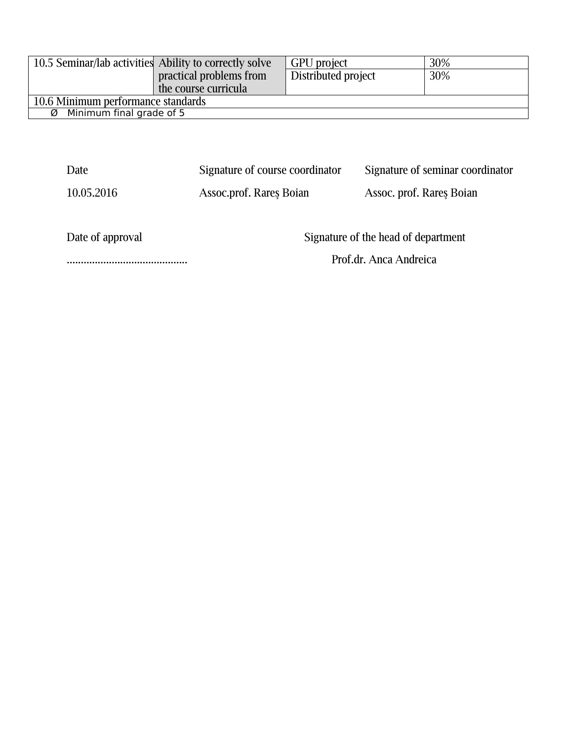| | | | |
|---|---|---|---|
| 10.5 Seminar/lab activities | Ability to correctly solve practical problems from the course curricula | GPU project | 30% |
| | | Distributed project | 30% |
| 10.6 Minimum performance standards | | | |
| Ø Minimum final grade of 5 | | | |

| Date | Signature of course coordinator | Signature of seminar coordinator |
|---|---|---|
| 10.05.2016 | Assoc.prof. Rareş Boian | Assoc. prof. Rareş Boian |

| Date of approval | Signature of the head of department |
|---|---|
| ........................................... | Prof.dr. Anca Andreica |